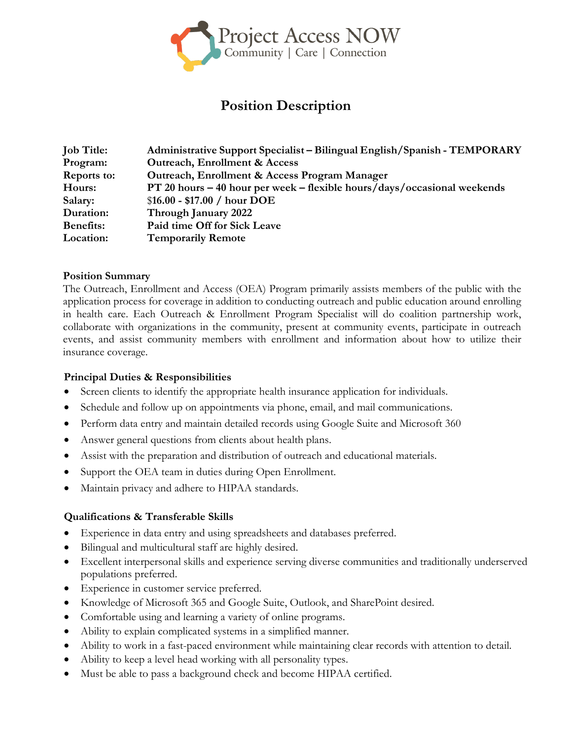Project Access NOW
Community | Care | Connection

# Position Description

| | |
|---|---|
| **Job Title:** | **Administrative Support Specialist – Bilingual English/Spanish - TEMPORARY** |
| **Program:** | **Outreach, Enrollment & Access** |
| **Reports to:** | **Outreach, Enrollment & Access Program Manager** |
| **Hours:** | **PT 20 hours – 40 hour per week – flexible hours/days/occasional weekends** |
| **Salary:** | **$16.00 - $17.00 / hour DOE** |
| **Duration:** | **Through January 2022** |
| **Benefits:** | **Paid time Off for Sick Leave** |
| **Location:** | **Temporarily Remote** |

### Position Summary

The Outreach, Enrollment and Access (OEA) Program primarily assists members of the public with the application process for coverage in addition to conducting outreach and public education around enrolling in health care. Each Outreach & Enrollment Program Specialist will do coalition partnership work, collaborate with organizations in the community, present at community events, participate in outreach events, and assist community members with enrollment and information about how to utilize their insurance coverage.

### Principal Duties & Responsibilities

- Screen clients to identify the appropriate health insurance application for individuals.
- Schedule and follow up on appointments via phone, email, and mail communications.
- Perform data entry and maintain detailed records using Google Suite and Microsoft 360
- Answer general questions from clients about health plans.
- Assist with the preparation and distribution of outreach and educational materials.
- Support the OEA team in duties during Open Enrollment.
- Maintain privacy and adhere to HIPAA standards.

### Qualifications & Transferable Skills

- Experience in data entry and using spreadsheets and databases preferred.
- Bilingual and multicultural staff are highly desired.
- Excellent interpersonal skills and experience serving diverse communities and traditionally underserved populations preferred.
- Experience in customer service preferred.
- Knowledge of Microsoft 365 and Google Suite, Outlook, and SharePoint desired.
- Comfortable using and learning a variety of online programs.
- Ability to explain complicated systems in a simplified manner.
- Ability to work in a fast-paced environment while maintaining clear records with attention to detail.
- Ability to keep a level head working with all personality types.
- Must be able to pass a background check and become HIPAA certified.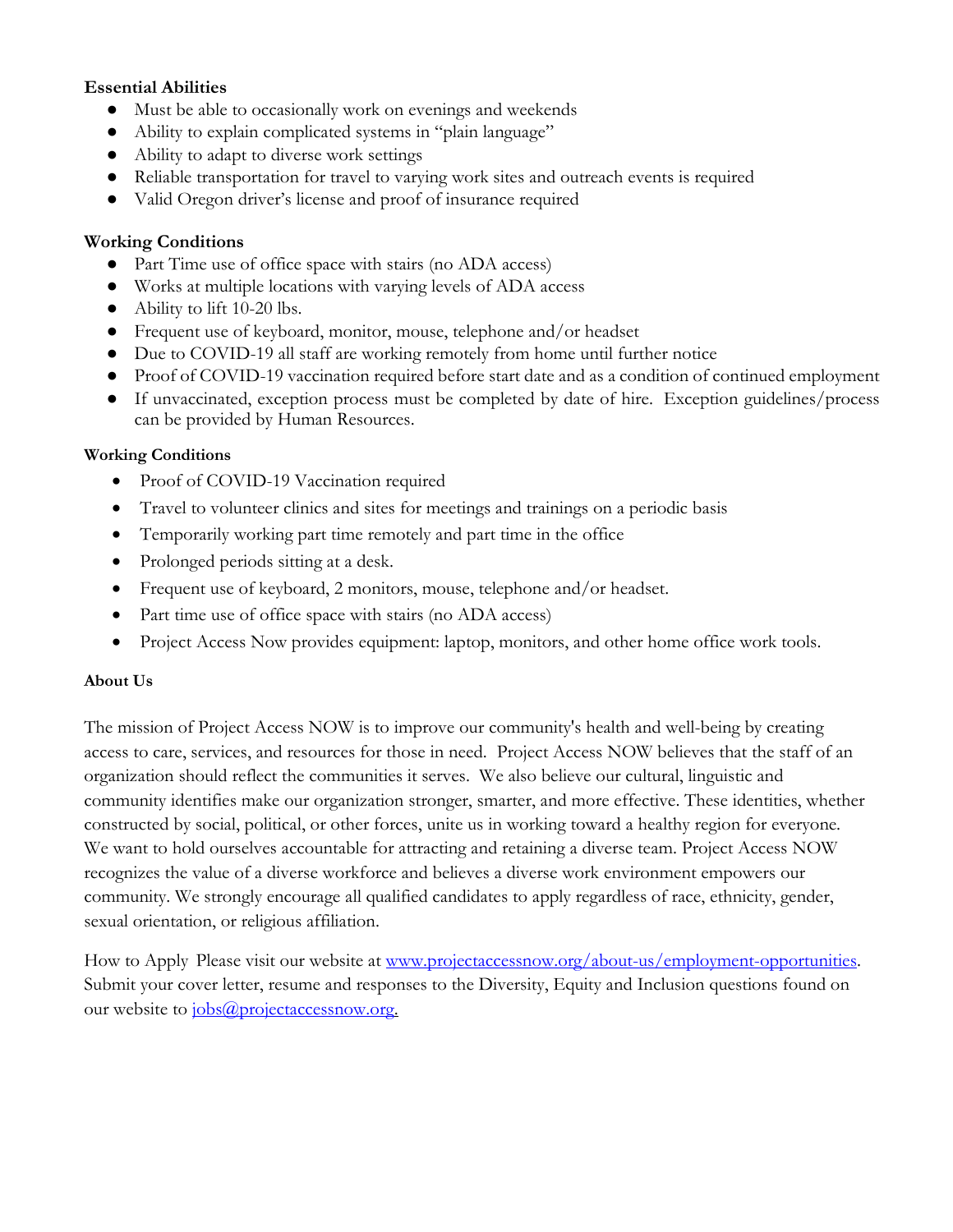**Essential Abilities**

- Must be able to occasionally work on evenings and weekends
- Ability to explain complicated systems in "plain language"
- Ability to adapt to diverse work settings
- Reliable transportation for travel to varying work sites and outreach events is required
- Valid Oregon driver's license and proof of insurance required

**Working Conditions**

- Part Time use of office space with stairs (no ADA access)
- Works at multiple locations with varying levels of ADA access
- Ability to lift 10-20 lbs.
- Frequent use of keyboard, monitor, mouse, telephone and/or headset
- Due to COVID-19 all staff are working remotely from home until further notice
- Proof of COVID-19 vaccination required before start date and as a condition of continued employment
- If unvaccinated, exception process must be completed by date of hire. Exception guidelines/process can be provided by Human Resources.

**Working Conditions**

- Proof of COVID-19 Vaccination required
- Travel to volunteer clinics and sites for meetings and trainings on a periodic basis
- Temporarily working part time remotely and part time in the office
- Prolonged periods sitting at a desk.
- Frequent use of keyboard, 2 monitors, mouse, telephone and/or headset.
- Part time use of office space with stairs (no ADA access)
- Project Access Now provides equipment: laptop, monitors, and other home office work tools.

**About Us**

The mission of Project Access NOW is to improve our community's health and well-being by creating access to care, services, and resources for those in need. Project Access NOW believes that the staff of an organization should reflect the communities it serves. We also believe our cultural, linguistic and community identifies make our organization stronger, smarter, and more effective. These identities, whether constructed by social, political, or other forces, unite us in working toward a healthy region for everyone. We want to hold ourselves accountable for attracting and retaining a diverse team. Project Access NOW recognizes the value of a diverse workforce and believes a diverse work environment empowers our community. We strongly encourage all qualified candidates to apply regardless of race, ethnicity, gender, sexual orientation, or religious affiliation.

How to Apply Please visit our website at [www.projectaccessnow.org/about-us/employment-opportunities](www.projectaccessnow.org/about-us/employment-opportunities). Submit your cover letter, resume and responses to the Diversity, Equity and Inclusion questions found on our website to [jobs@projectaccessnow.org.](mailto:jobs@projectaccessnow.org)